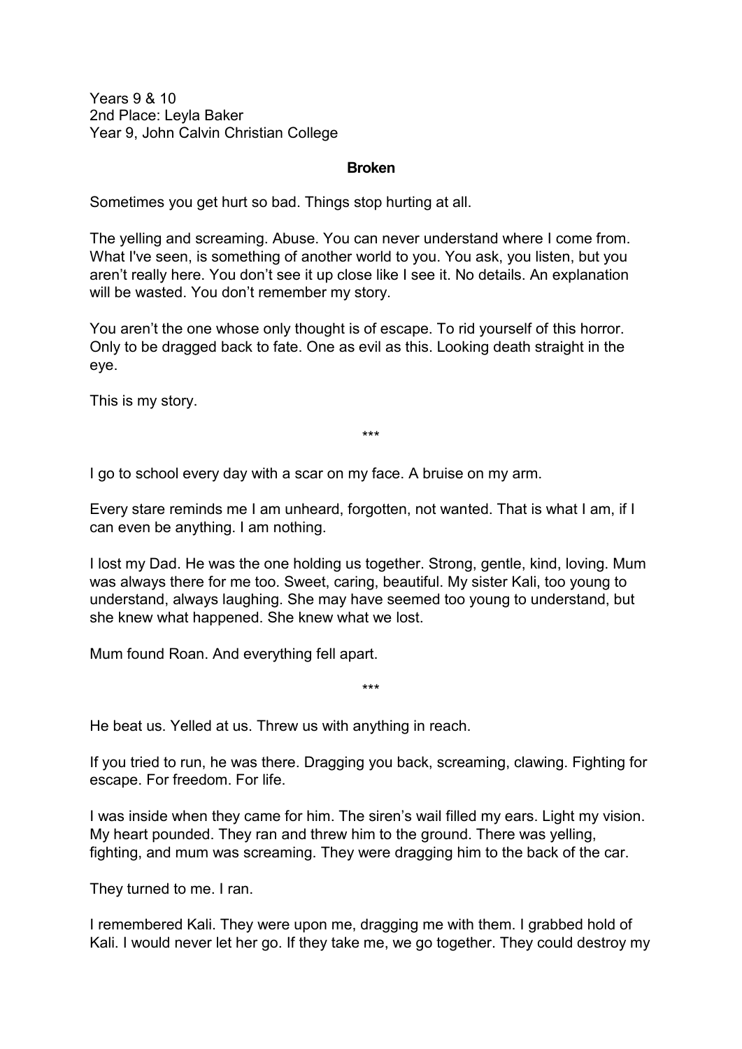Years 9 & 10
2nd Place: Leyla Baker
Year 9, John Calvin Christian College

**Broken**

Sometimes you get hurt so bad. Things stop hurting at all.

The yelling and screaming. Abuse. You can never understand where I come from. What I've seen, is something of another world to you. You ask, you listen, but you aren't really here. You don't see it up close like I see it. No details. An explanation will be wasted. You don't remember my story.

You aren't the one whose only thought is of escape. To rid yourself of this horror. Only to be dragged back to fate. One as evil as this. Looking death straight in the eye.

This is my story.

\*\*\*

I go to school every day with a scar on my face. A bruise on my arm.

Every stare reminds me I am unheard, forgotten, not wanted. That is what I am, if I can even be anything. I am nothing.

I lost my Dad. He was the one holding us together. Strong, gentle, kind, loving. Mum was always there for me too. Sweet, caring, beautiful. My sister Kali, too young to understand, always laughing. She may have seemed too young to understand, but she knew what happened. She knew what we lost.

Mum found Roan. And everything fell apart.

\*\*\*

He beat us. Yelled at us. Threw us with anything in reach.

If you tried to run, he was there. Dragging you back, screaming, clawing. Fighting for escape. For freedom. For life.

I was inside when they came for him. The siren's wail filled my ears. Light my vision. My heart pounded. They ran and threw him to the ground. There was yelling, fighting, and mum was screaming. They were dragging him to the back of the car.

They turned to me. I ran.

I remembered Kali. They were upon me, dragging me with them. I grabbed hold of Kali. I would never let her go. If they take me, we go together. They could destroy my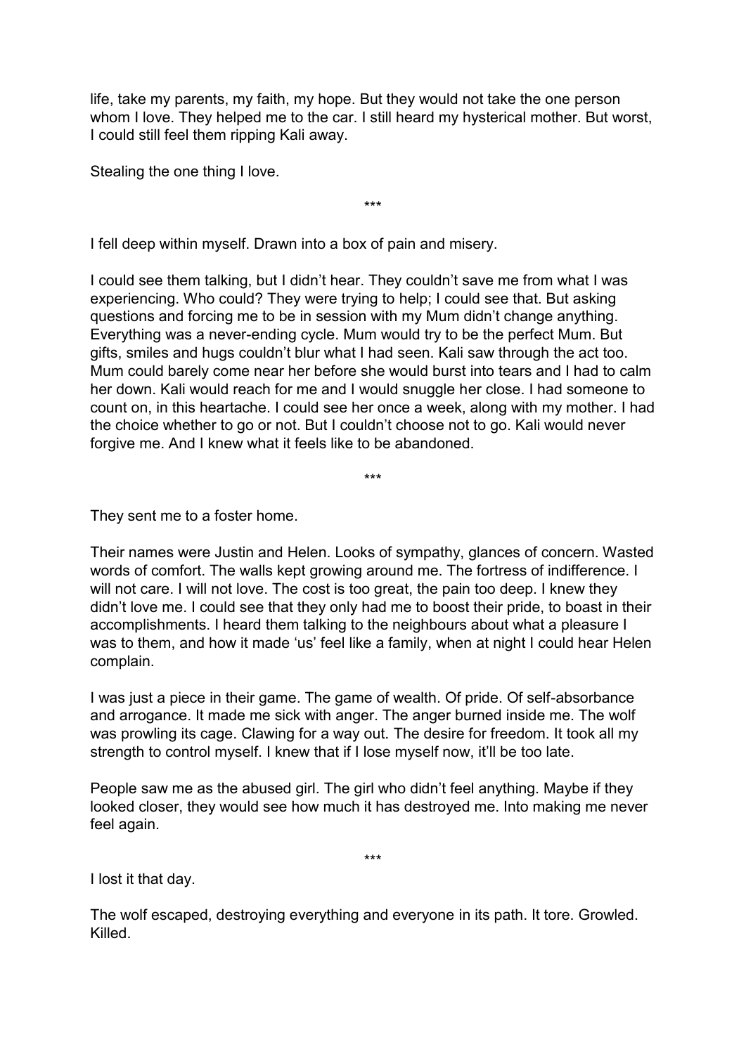life, take my parents, my faith, my hope. But they would not take the one person whom I love. They helped me to the car. I still heard my hysterical mother. But worst, I could still feel them ripping Kali away.

Stealing the one thing I love.

***

I fell deep within myself. Drawn into a box of pain and misery.

I could see them talking, but I didn't hear. They couldn't save me from what I was experiencing. Who could? They were trying to help; I could see that. But asking questions and forcing me to be in session with my Mum didn't change anything. Everything was a never-ending cycle. Mum would try to be the perfect Mum. But gifts, smiles and hugs couldn't blur what I had seen. Kali saw through the act too. Mum could barely come near her before she would burst into tears and I had to calm her down. Kali would reach for me and I would snuggle her close. I had someone to count on, in this heartache. I could see her once a week, along with my mother. I had the choice whether to go or not. But I couldn't choose not to go. Kali would never forgive me. And I knew what it feels like to be abandoned.

***

They sent me to a foster home.

Their names were Justin and Helen. Looks of sympathy, glances of concern. Wasted words of comfort. The walls kept growing around me. The fortress of indifference. I will not care. I will not love. The cost is too great, the pain too deep. I knew they didn't love me. I could see that they only had me to boost their pride, to boast in their accomplishments. I heard them talking to the neighbours about what a pleasure I was to them, and how it made 'us' feel like a family, when at night I could hear Helen complain.

I was just a piece in their game. The game of wealth. Of pride. Of self-absorbance and arrogance. It made me sick with anger. The anger burned inside me. The wolf was prowling its cage. Clawing for a way out. The desire for freedom. It took all my strength to control myself. I knew that if I lose myself now, it'll be too late.

People saw me as the abused girl. The girl who didn't feel anything. Maybe if they looked closer, they would see how much it has destroyed me. Into making me never feel again.

***

I lost it that day.

The wolf escaped, destroying everything and everyone in its path. It tore. Growled. Killed.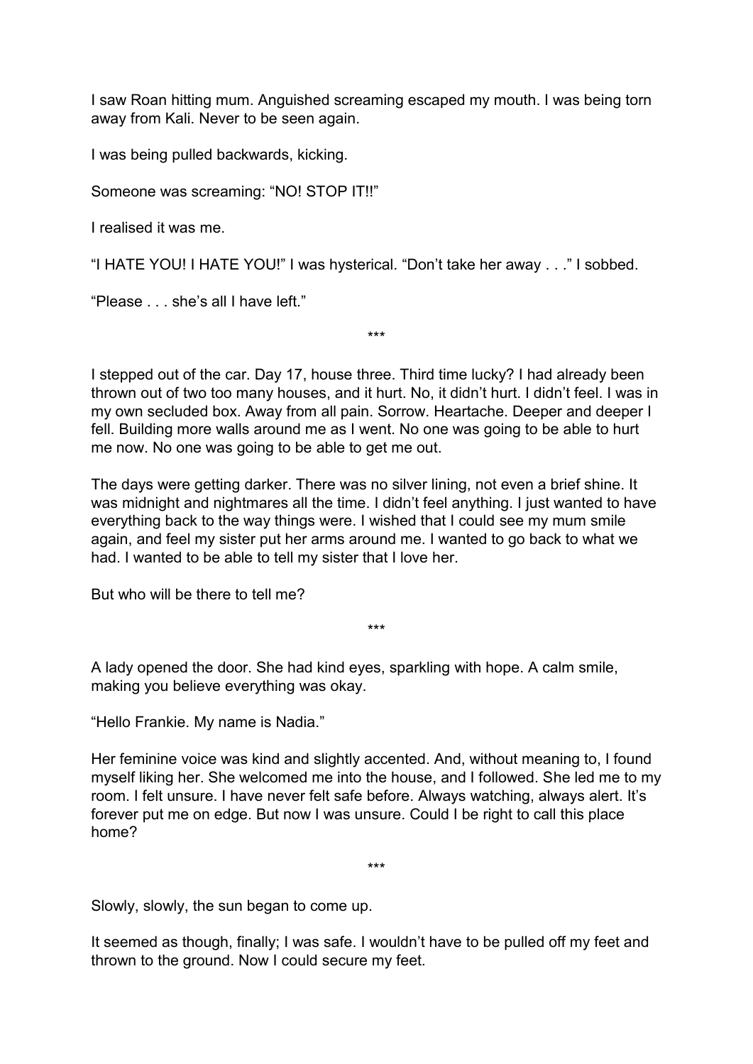I saw Roan hitting mum. Anguished screaming escaped my mouth. I was being torn away from Kali. Never to be seen again.

I was being pulled backwards, kicking.

Someone was screaming: “NO! STOP IT!!”

I realised it was me.

“I HATE YOU! I HATE YOU!” I was hysterical. “Don’t take her away . . .” I sobbed.

“Please . . . she’s all I have left.”

***

I stepped out of the car. Day 17, house three. Third time lucky? I had already been thrown out of two too many houses, and it hurt. No, it didn’t hurt. I didn’t feel. I was in my own secluded box. Away from all pain. Sorrow. Heartache. Deeper and deeper I fell. Building more walls around me as I went. No one was going to be able to hurt me now. No one was going to be able to get me out.

The days were getting darker. There was no silver lining, not even a brief shine. It was midnight and nightmares all the time. I didn’t feel anything. I just wanted to have everything back to the way things were. I wished that I could see my mum smile again, and feel my sister put her arms around me. I wanted to go back to what we had. I wanted to be able to tell my sister that I love her.

But who will be there to tell me?

***

A lady opened the door. She had kind eyes, sparkling with hope. A calm smile, making you believe everything was okay.

“Hello Frankie. My name is Nadia.”

Her feminine voice was kind and slightly accented. And, without meaning to, I found myself liking her. She welcomed me into the house, and I followed. She led me to my room. I felt unsure. I have never felt safe before. Always watching, always alert. It’s forever put me on edge. But now I was unsure. Could I be right to call this place home?

***

Slowly, slowly, the sun began to come up.

It seemed as though, finally; I was safe. I wouldn’t have to be pulled off my feet and thrown to the ground. Now I could secure my feet.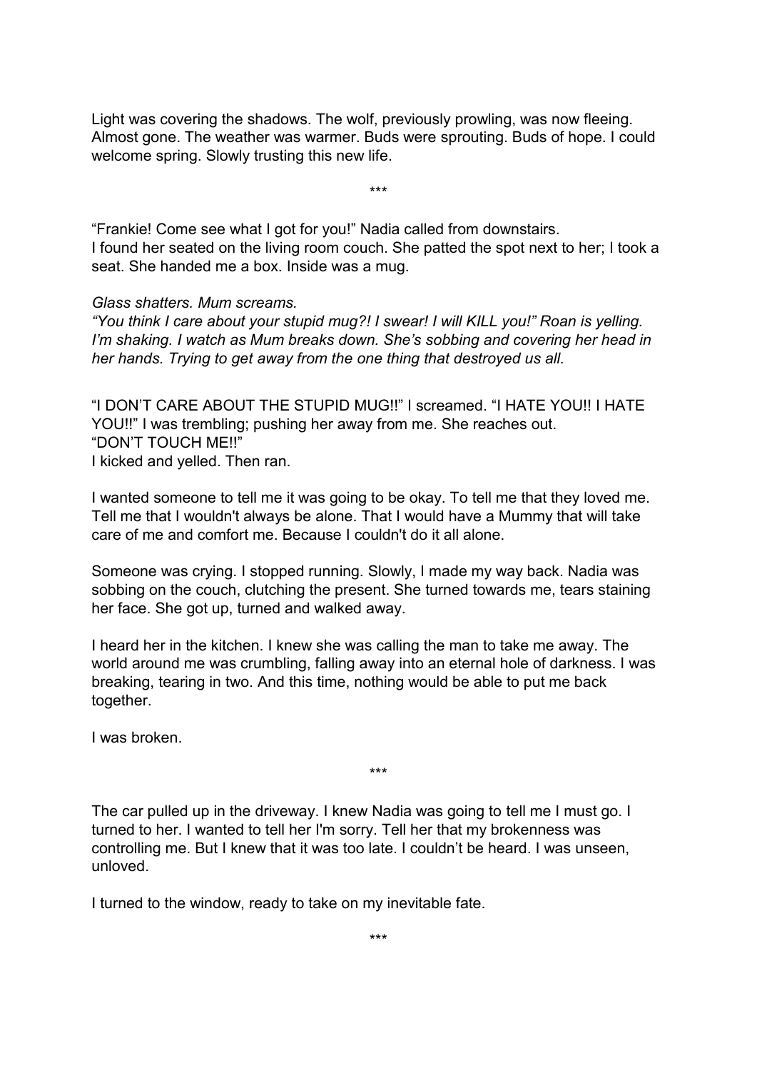Light was covering the shadows. The wolf, previously prowling, was now fleeing. Almost gone. The weather was warmer. Buds were sprouting. Buds of hope. I could welcome spring. Slowly trusting this new life.

\*\*\*

"Frankie! Come see what I got for you!" Nadia called from downstairs.
I found her seated on the living room couch. She patted the spot next to her; I took a seat. She handed me a box. Inside was a mug.

*Glass shatters. Mum screams.*
*"You think I care about your stupid mug?! I swear! I will KILL you!" Roan is yelling. I'm shaking. I watch as Mum breaks down. She's sobbing and covering her head in her hands. Trying to get away from the one thing that destroyed us all.*

"I DON'T CARE ABOUT THE STUPID MUG!!" I screamed. "I HATE YOU!! I HATE YOU!!" I was trembling; pushing her away from me. She reaches out.
"DON'T TOUCH ME!!"
I kicked and yelled. Then ran.

I wanted someone to tell me it was going to be okay. To tell me that they loved me. Tell me that I wouldn't always be alone. That I would have a Mummy that will take care of me and comfort me. Because I couldn't do it all alone.

Someone was crying. I stopped running. Slowly, I made my way back. Nadia was sobbing on the couch, clutching the present. She turned towards me, tears staining her face. She got up, turned and walked away.

I heard her in the kitchen. I knew she was calling the man to take me away. The world around me was crumbling, falling away into an eternal hole of darkness. I was breaking, tearing in two. And this time, nothing would be able to put me back together.

I was broken.

\*\*\*

The car pulled up in the driveway. I knew Nadia was going to tell me I must go. I turned to her. I wanted to tell her I'm sorry. Tell her that my brokenness was controlling me. But I knew that it was too late. I couldn't be heard. I was unseen, unloved.

I turned to the window, ready to take on my inevitable fate.

\*\*\*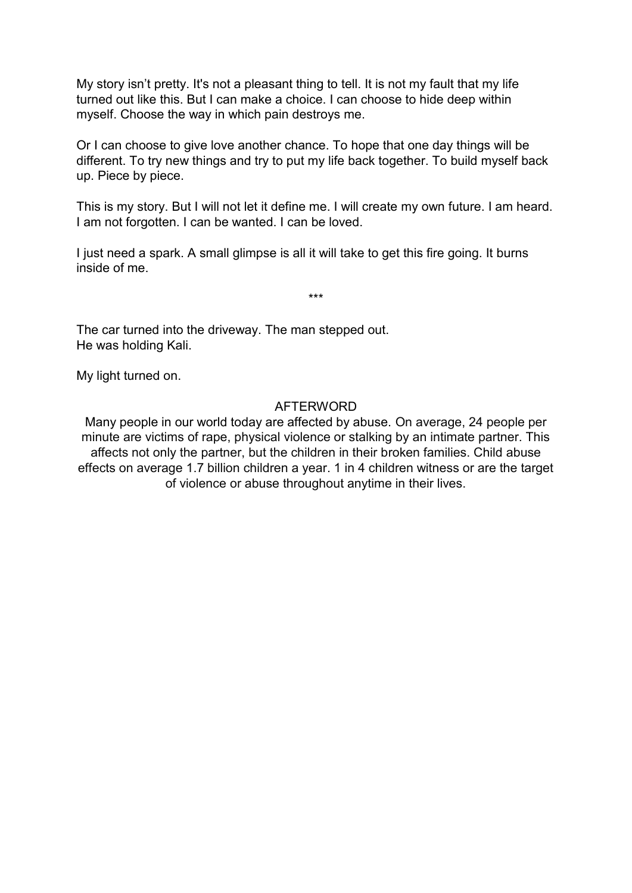My story isn't pretty. It's not a pleasant thing to tell. It is not my fault that my life turned out like this. But I can make a choice. I can choose to hide deep within myself. Choose the way in which pain destroys me.

Or I can choose to give love another chance. To hope that one day things will be different. To try new things and try to put my life back together. To build myself back up. Piece by piece.

This is my story. But I will not let it define me. I will create my own future. I am heard. I am not forgotten. I can be wanted. I can be loved.

I just need a spark. A small glimpse is all it will take to get this fire going. It burns inside of me.

***

The car turned into the driveway. The man stepped out.
He was holding Kali.

My light turned on.

## AFTERWORD

Many people in our world today are affected by abuse. On average, 24 people per minute are victims of rape, physical violence or stalking by an intimate partner. This affects not only the partner, but the children in their broken families. Child abuse effects on average 1.7 billion children a year. 1 in 4 children witness or are the target of violence or abuse throughout anytime in their lives.